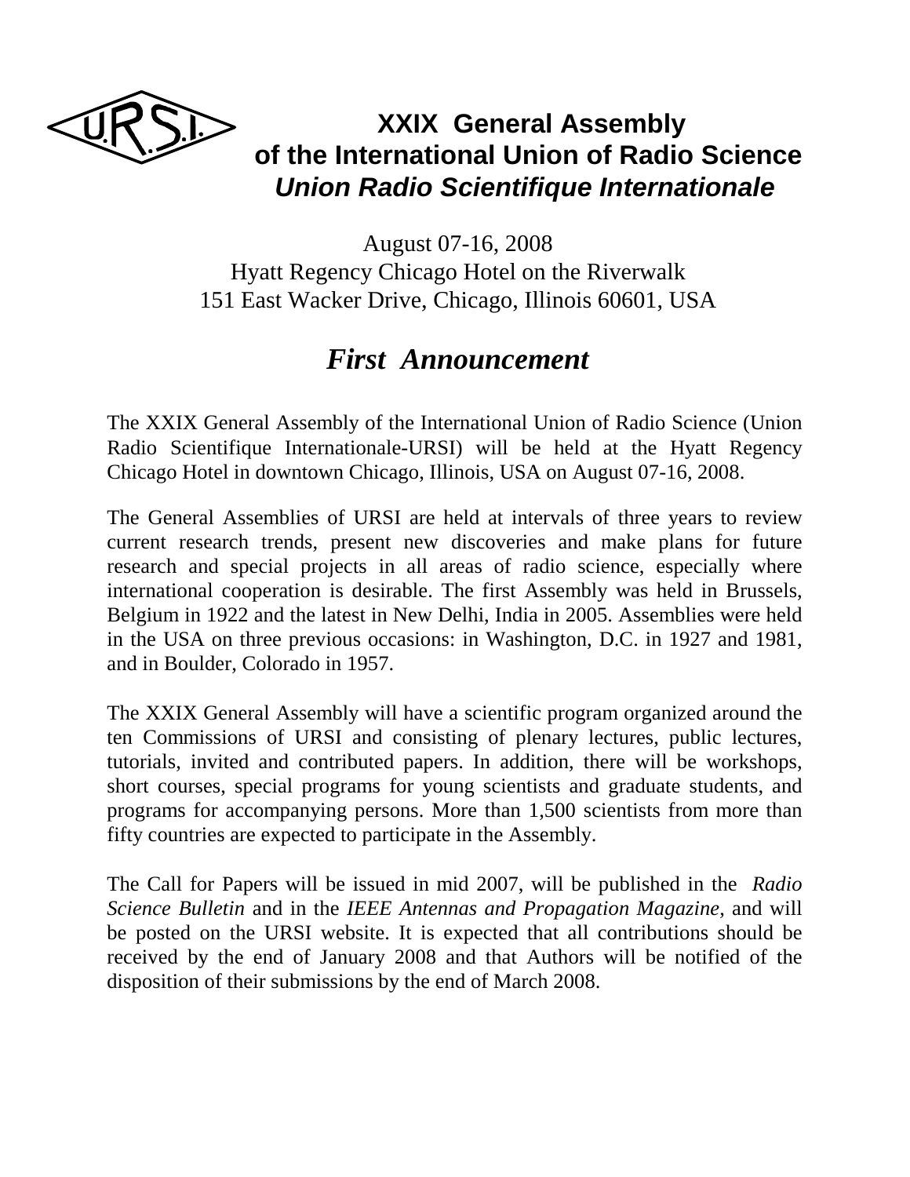# XXIX General Assembly of the International Union of Radio Science

## *Union Radio Scientifique Internationale*

August 07-16, 2008
Hyatt Regency Chicago Hotel on the Riverwalk
151 East Wacker Drive, Chicago, Illinois 60601, USA

## *First Announcement*

The XXIX General Assembly of the International Union of Radio Science (Union Radio Scientifique Internationale-URSI) will be held at the Hyatt Regency Chicago Hotel in downtown Chicago, Illinois, USA on August 07-16, 2008.

The General Assemblies of URSI are held at intervals of three years to review current research trends, present new discoveries and make plans for future research and special projects in all areas of radio science, especially where international cooperation is desirable. The first Assembly was held in Brussels, Belgium in 1922 and the latest in New Delhi, India in 2005. Assemblies were held in the USA on three previous occasions: in Washington, D.C. in 1927 and 1981, and in Boulder, Colorado in 1957.

The XXIX General Assembly will have a scientific program organized around the ten Commissions of URSI and consisting of plenary lectures, public lectures, tutorials, invited and contributed papers. In addition, there will be workshops, short courses, special programs for young scientists and graduate students, and programs for accompanying persons. More than 1,500 scientists from more than fifty countries are expected to participate in the Assembly.

The Call for Papers will be issued in mid 2007, will be published in the *Radio Science Bulletin* and in the *IEEE Antennas and Propagation Magazine,* and will be posted on the URSI website. It is expected that all contributions should be received by the end of January 2008 and that Authors will be notified of the disposition of their submissions by the end of March 2008.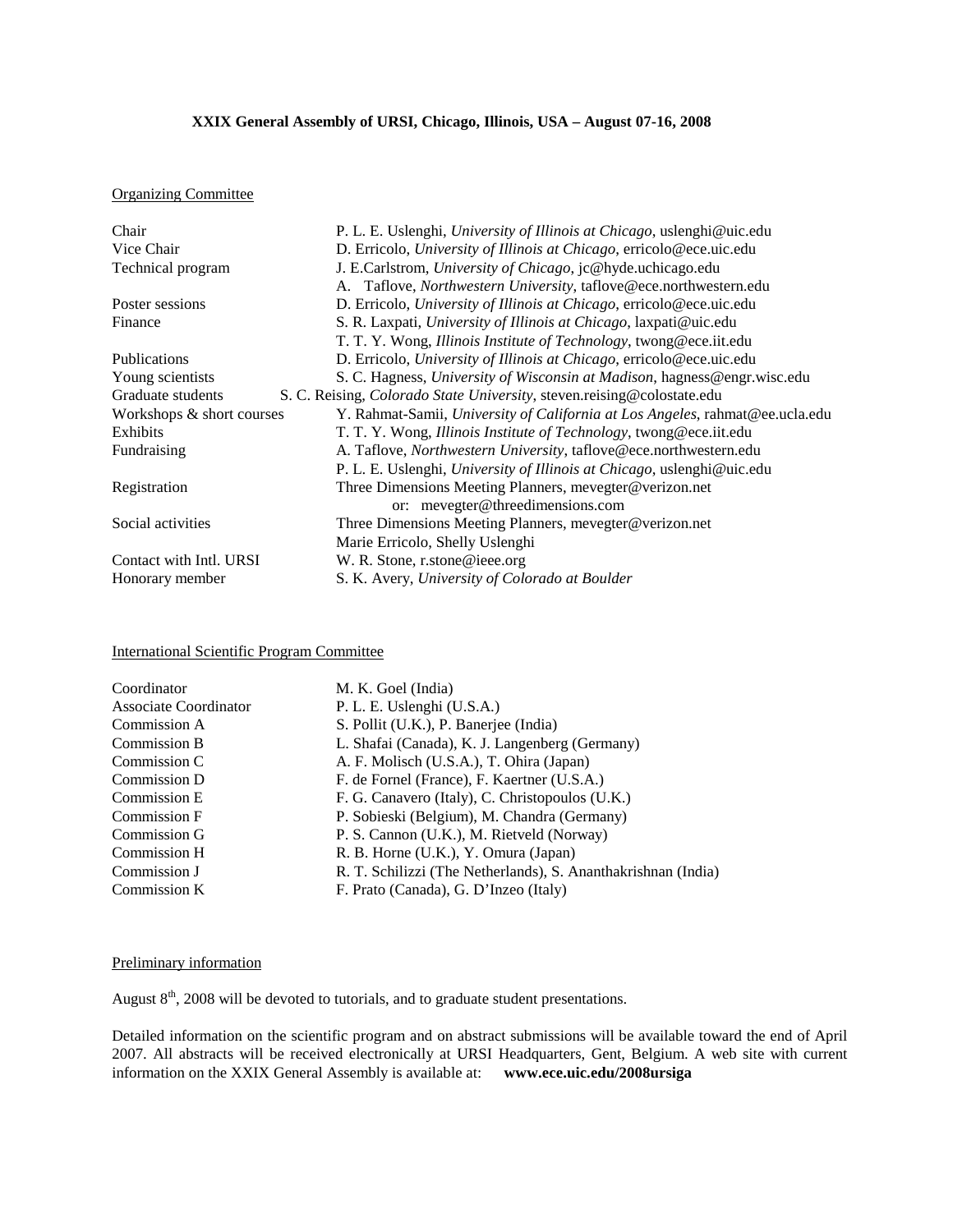**XXIX General Assembly of URSI, Chicago, Illinois, USA – August 07-16, 2008**

Organizing Committee

| | |
|---|---|
| Chair | P. L. E. Uslenghi, *University of Illinois at Chicago*, uslenghi@uic.edu |
| Vice Chair | D. Erricolo, *University of Illinois at Chicago*, erricolo@ece.uic.edu |
| Technical program | J. E.Carlstrom, *University of Chicago*, jc@hyde.uchicago.edu |
| | A. Taflove, *Northwestern University*, taflove@ece.northwestern.edu |
| Poster sessions | D. Erricolo, *University of Illinois at Chicago*, erricolo@ece.uic.edu |
| Finance | S. R. Laxpati, *University of Illinois at Chicago*, laxpati@uic.edu |
| | T. T. Y. Wong, *Illinois Institute of Technology*, twong@ece.iit.edu |
| Publications | D. Erricolo, *University of Illinois at Chicago*, erricolo@ece.uic.edu |
| Young scientists | S. C. Hagness, *University of Wisconsin at Madison*, hagness@engr.wisc.edu |
| Graduate students | S. C. Reising, *Colorado State University*, steven.reising@colostate.edu |
| Workshops & short courses | Y. Rahmat-Samii, *University of California at Los Angeles*, rahmat@ee.ucla.edu |
| Exhibits | T. T. Y. Wong, *Illinois Institute of Technology*, twong@ece.iit.edu |
| Fundraising | A. Taflove, *Northwestern University*, taflove@ece.northwestern.edu |
| | P. L. E. Uslenghi, *University of Illinois at Chicago*, uslenghi@uic.edu |
| Registration | Three Dimensions Meeting Planners, mevegter@verizon.net |
| | or: mevegter@threedimensions.com |
| Social activities | Three Dimensions Meeting Planners, mevegter@verizon.net |
| | Marie Erricolo, Shelly Uslenghi |
| Contact with Intl. URSI | W. R. Stone, r.stone@ieee.org |
| Honorary member | S. K. Avery, *University of Colorado at Boulder* |

International Scientific Program Committee

| | |
|---|---|
| Coordinator | M. K. Goel (India) |
| Associate Coordinator | P. L. E. Uslenghi (U.S.A.) |
| Commission A | S. Pollit (U.K.), P. Banerjee (India) |
| Commission B | L. Shafai (Canada), K. J. Langenberg (Germany) |
| Commission C | A. F. Molisch (U.S.A.), T. Ohira (Japan) |
| Commission D | F. de Fornel (France), F. Kaertner (U.S.A.) |
| Commission E | F. G. Canavero (Italy), C. Christopoulos (U.K.) |
| Commission F | P. Sobieski (Belgium), M. Chandra (Germany) |
| Commission G | P. S. Cannon (U.K.), M. Rietveld (Norway) |
| Commission H | R. B. Horne (U.K.), Y. Omura (Japan) |
| Commission J | R. T. Schilizzi (The Netherlands), S. Ananthakrishnan (India) |
| Commission K | F. Prato (Canada), G. D'Inzeo (Italy) |

Preliminary information

August 8th, 2008 will be devoted to tutorials, and to graduate student presentations.

Detailed information on the scientific program and on abstract submissions will be available toward the end of April 2007. All abstracts will be received electronically at URSI Headquarters, Gent, Belgium. A web site with current information on the XXIX General Assembly is available at: **www.ece.uic.edu/2008ursiga**